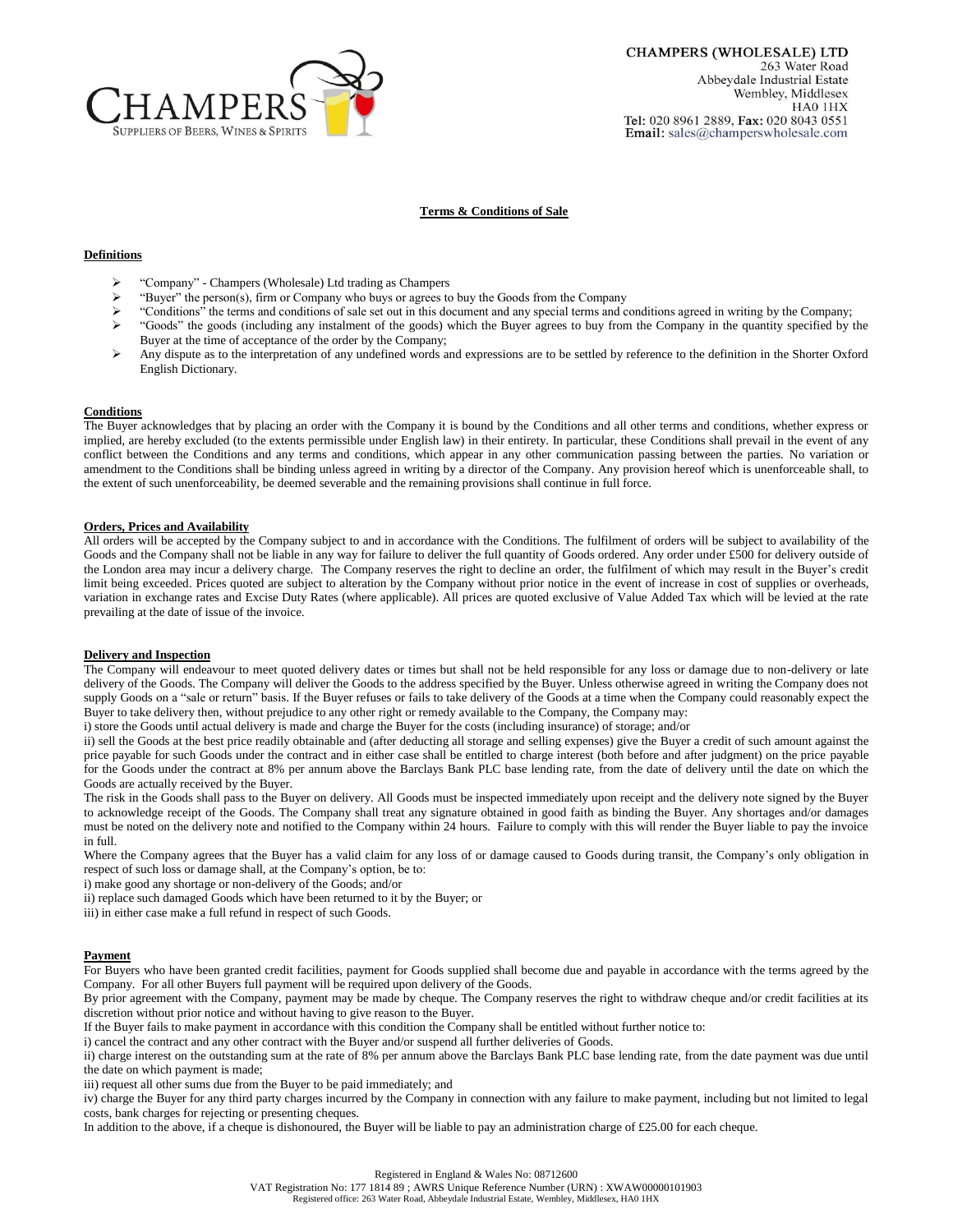**CHAMPERS (WHOLESALE) LTD**
263 Water Road
Abbeydale Industrial Estate
Wembley, Middlesex
HA0 1HX
**Tel:** 020 8961 2889, **Fax:** 020 8043 0551
**Email:** sales@champerswholesale.com

# Terms & Conditions of Sale

## Definitions

- "Company" - Champers (Wholesale) Ltd trading as Champers
- "Buyer" the person(s), firm or Company who buys or agrees to buy the Goods from the Company
- "Conditions" the terms and conditions of sale set out in this document and any special terms and conditions agreed in writing by the Company;
- "Goods" the goods (including any instalment of the goods) which the Buyer agrees to buy from the Company in the quantity specified by the Buyer at the time of acceptance of the order by the Company;
- Any dispute as to the interpretation of any undefined words and expressions are to be settled by reference to the definition in the Shorter Oxford English Dictionary.

## Conditions

The Buyer acknowledges that by placing an order with the Company it is bound by the Conditions and all other terms and conditions, whether express or implied, are hereby excluded (to the extents permissible under English law) in their entirety. In particular, these Conditions shall prevail in the event of any conflict between the Conditions and any terms and conditions, which appear in any other communication passing between the parties. No variation or amendment to the Conditions shall be binding unless agreed in writing by a director of the Company. Any provision hereof which is unenforceable shall, to the extent of such unenforceability, be deemed severable and the remaining provisions shall continue in full force.

## Orders, Prices and Availability

All orders will be accepted by the Company subject to and in accordance with the Conditions. The fulfilment of orders will be subject to availability of the Goods and the Company shall not be liable in any way for failure to deliver the full quantity of Goods ordered. Any order under £500 for delivery outside of the London area may incur a delivery charge. The Company reserves the right to decline an order, the fulfilment of which may result in the Buyer's credit limit being exceeded. Prices quoted are subject to alteration by the Company without prior notice in the event of increase in cost of supplies or overheads, variation in exchange rates and Excise Duty Rates (where applicable). All prices are quoted exclusive of Value Added Tax which will be levied at the rate prevailing at the date of issue of the invoice.

## Delivery and Inspection

The Company will endeavour to meet quoted delivery dates or times but shall not be held responsible for any loss or damage due to non-delivery or late delivery of the Goods. The Company will deliver the Goods to the address specified by the Buyer. Unless otherwise agreed in writing the Company does not supply Goods on a "sale or return" basis. If the Buyer refuses or fails to take delivery of the Goods at a time when the Company could reasonably expect the Buyer to take delivery then, without prejudice to any other right or remedy available to the Company, the Company may:

i) store the Goods until actual delivery is made and charge the Buyer for the costs (including insurance) of storage; and/or

ii) sell the Goods at the best price readily obtainable and (after deducting all storage and selling expenses) give the Buyer a credit of such amount against the price payable for such Goods under the contract and in either case shall be entitled to charge interest (both before and after judgment) on the price payable for the Goods under the contract at 8% per annum above the Barclays Bank PLC base lending rate, from the date of delivery until the date on which the Goods are actually received by the Buyer.

The risk in the Goods shall pass to the Buyer on delivery. All Goods must be inspected immediately upon receipt and the delivery note signed by the Buyer to acknowledge receipt of the Goods. The Company shall treat any signature obtained in good faith as binding the Buyer. Any shortages and/or damages must be noted on the delivery note and notified to the Company within 24 hours. Failure to comply with this will render the Buyer liable to pay the invoice in full.

Where the Company agrees that the Buyer has a valid claim for any loss of or damage caused to Goods during transit, the Company's only obligation in respect of such loss or damage shall, at the Company's option, be to:

i) make good any shortage or non-delivery of the Goods; and/or

ii) replace such damaged Goods which have been returned to it by the Buyer; or

iii) in either case make a full refund in respect of such Goods.

## Payment

For Buyers who have been granted credit facilities, payment for Goods supplied shall become due and payable in accordance with the terms agreed by the Company. For all other Buyers full payment will be required upon delivery of the Goods.

By prior agreement with the Company, payment may be made by cheque. The Company reserves the right to withdraw cheque and/or credit facilities at its discretion without prior notice and without having to give reason to the Buyer.

If the Buyer fails to make payment in accordance with this condition the Company shall be entitled without further notice to:

i) cancel the contract and any other contract with the Buyer and/or suspend all further deliveries of Goods.

ii) charge interest on the outstanding sum at the rate of 8% per annum above the Barclays Bank PLC base lending rate, from the date payment was due until the date on which payment is made;

iii) request all other sums due from the Buyer to be paid immediately; and

iv) charge the Buyer for any third party charges incurred by the Company in connection with any failure to make payment, including but not limited to legal costs, bank charges for rejecting or presenting cheques.

In addition to the above, if a cheque is dishonoured, the Buyer will be liable to pay an administration charge of £25.00 for each cheque.

Registered in England & Wales No: 08712600
VAT Registration No: 177 1814 89 ; AWRS Unique Reference Number (URN) : XWAW00000101903
Registered office: 263 Water Road, Abbeydale Industrial Estate, Wembley, Middlesex, HA0 1HX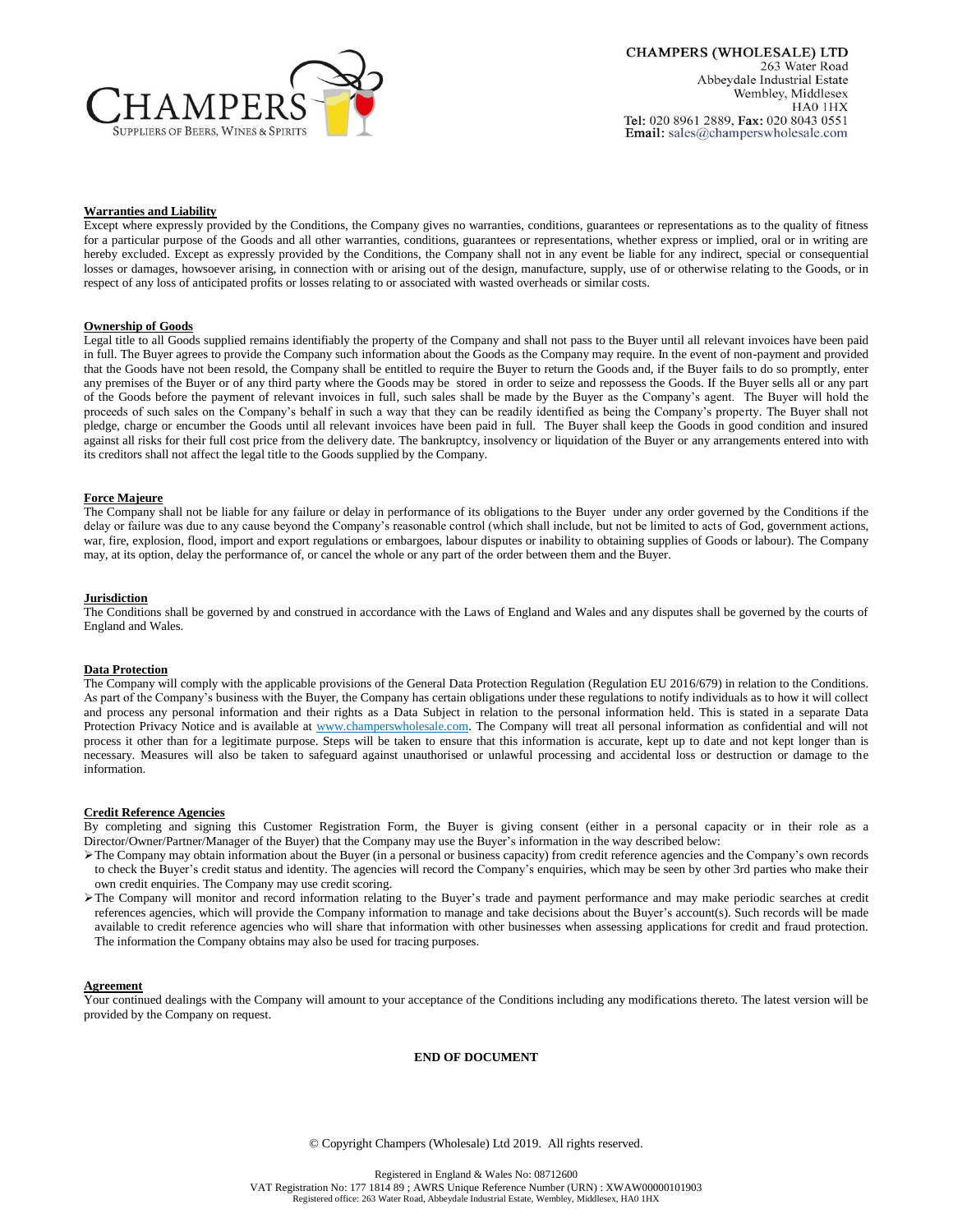**CHAMPERS (WHOLESALE) LTD**
263 Water Road
Abbeydale Industrial Estate
Wembley, Middlesex
HA0 1HX
**Tel:** 020 8961 2889, **Fax:** 020 8043 0551
**Email:** sales@champerswholesale.com

**Warranties and Liability**

Except where expressly provided by the Conditions, the Company gives no warranties, conditions, guarantees or representations as to the quality of fitness for a particular purpose of the Goods and all other warranties, conditions, guarantees or representations, whether express or implied, oral or in writing are hereby excluded. Except as expressly provided by the Conditions, the Company shall not in any event be liable for any indirect, special or consequential losses or damages, howsoever arising, in connection with or arising out of the design, manufacture, supply, use of or otherwise relating to the Goods, or in respect of any loss of anticipated profits or losses relating to or associated with wasted overheads or similar costs.

**Ownership of Goods**

Legal title to all Goods supplied remains identifiably the property of the Company and shall not pass to the Buyer until all relevant invoices have been paid in full. The Buyer agrees to provide the Company such information about the Goods as the Company may require. In the event of non-payment and provided that the Goods have not been resold, the Company shall be entitled to require the Buyer to return the Goods and, if the Buyer fails to do so promptly, enter any premises of the Buyer or of any third party where the Goods may be stored in order to seize and repossess the Goods. If the Buyer sells all or any part of the Goods before the payment of relevant invoices in full, such sales shall be made by the Buyer as the Company's agent. The Buyer will hold the proceeds of such sales on the Company's behalf in such a way that they can be readily identified as being the Company's property. The Buyer shall not pledge, charge or encumber the Goods until all relevant invoices have been paid in full. The Buyer shall keep the Goods in good condition and insured against all risks for their full cost price from the delivery date. The bankruptcy, insolvency or liquidation of the Buyer or any arrangements entered into with its creditors shall not affect the legal title to the Goods supplied by the Company.

**Force Majeure**

The Company shall not be liable for any failure or delay in performance of its obligations to the Buyer under any order governed by the Conditions if the delay or failure was due to any cause beyond the Company's reasonable control (which shall include, but not be limited to acts of God, government actions, war, fire, explosion, flood, import and export regulations or embargoes, labour disputes or inability to obtaining supplies of Goods or labour). The Company may, at its option, delay the performance of, or cancel the whole or any part of the order between them and the Buyer.

**Jurisdiction**

The Conditions shall be governed by and construed in accordance with the Laws of England and Wales and any disputes shall be governed by the courts of England and Wales.

**Data Protection**

The Company will comply with the applicable provisions of the General Data Protection Regulation (Regulation EU 2016/679) in relation to the Conditions. As part of the Company's business with the Buyer, the Company has certain obligations under these regulations to notify individuals as to how it will collect and process any personal information and their rights as a Data Subject in relation to the personal information held. This is stated in a separate Data Protection Privacy Notice and is available at [www.champerswholesale.com](www.champerswholesale.com). The Company will treat all personal information as confidential and will not process it other than for a legitimate purpose. Steps will be taken to ensure that this information is accurate, kept up to date and not kept longer than is necessary. Measures will also be taken to safeguard against unauthorised or unlawful processing and accidental loss or destruction or damage to the information.

**Credit Reference Agencies**

By completing and signing this Customer Registration Form, the Buyer is giving consent (either in a personal capacity or in their role as a Director/Owner/Partner/Manager of the Buyer) that the Company may use the Buyer's information in the way described below:

- The Company may obtain information about the Buyer (in a personal or business capacity) from credit reference agencies and the Company's own records to check the Buyer's credit status and identity. The agencies will record the Company's enquiries, which may be seen by other 3rd parties who make their own credit enquiries. The Company may use credit scoring.
- The Company will monitor and record information relating to the Buyer's trade and payment performance and may make periodic searches at credit references agencies, which will provide the Company information to manage and take decisions about the Buyer's account(s). Such records will be made available to credit reference agencies who will share that information with other businesses when assessing applications for credit and fraud protection. The information the Company obtains may also be used for tracing purposes.

**Agreement**

Your continued dealings with the Company will amount to your acceptance of the Conditions including any modifications thereto. The latest version will be provided by the Company on request.

**END OF DOCUMENT**

© Copyright Champers (Wholesale) Ltd 2019. All rights reserved.

Registered in England & Wales No: 08712600
VAT Registration No: 177 1814 89 ; AWRS Unique Reference Number (URN) : XWAW00000101903
Registered office: 263 Water Road, Abbeydale Industrial Estate, Wembley, Middlesex, HA0 1HX